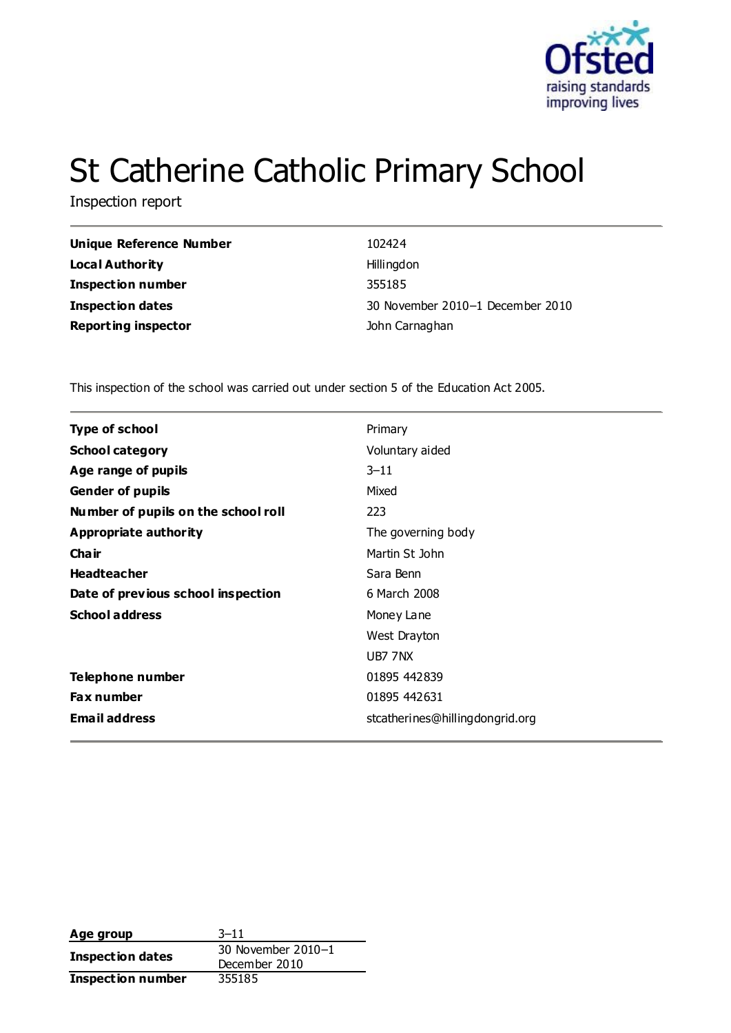# St Catherine Catholic Primary School

Inspection report

| | |
|---|---|
| **Unique Reference Number** | 102424 |
| **Local Authority** | Hillingdon |
| **Inspection number** | 355185 |
| **Inspection dates** | 30 November 2010–1 December 2010 |
| **Reporting inspector** | John Carnaghan |

This inspection of the school was carried out under section 5 of the Education Act 2005.

| | |
|---|---|
| **Type of school** | Primary |
| **School category** | Voluntary aided |
| **Age range of pupils** | 3–11 |
| **Gender of pupils** | Mixed |
| **Number of pupils on the school roll** | 223 |
| **Appropriate authority** | The governing body |
| **Chair** | Martin St John |
| **Headteacher** | Sara Benn |
| **Date of previous school inspection** | 6 March 2008 |
| **School address** | Money Lane |
| | West Drayton |
| | UB7 7NX |
| **Telephone number** | 01895 442839 |
| **Fax number** | 01895 442631 |
| **Email address** | stcatherines@hillingdongrid.org |

| | |
|---|---|
| **Age group** | 3–11 |
| **Inspection dates** | 30 November 2010–1 December 2010 |
| **Inspection number** | 355185 |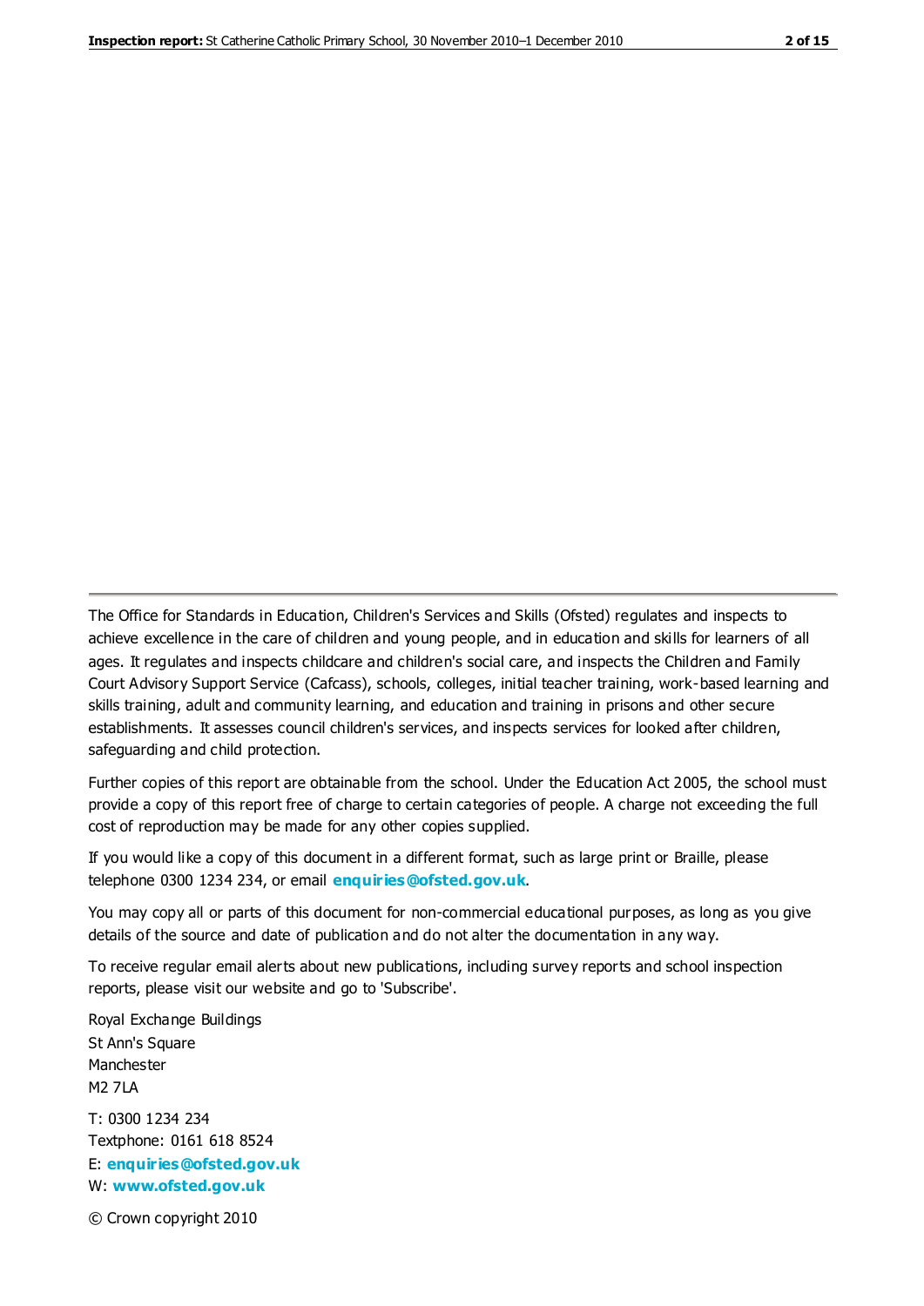The Office for Standards in Education, Children's Services and Skills (Ofsted) regulates and inspects to achieve excellence in the care of children and young people, and in education and skills for learners of all ages. It regulates and inspects childcare and children's social care, and inspects the Children and Family Court Advisory Support Service (Cafcass), schools, colleges, initial teacher training, work-based learning and skills training, adult and community learning, and education and training in prisons and other secure establishments. It assesses council children's services, and inspects services for looked after children, safeguarding and child protection.

Further copies of this report are obtainable from the school. Under the Education Act 2005, the school must provide a copy of this report free of charge to certain categories of people. A charge not exceeding the full cost of reproduction may be made for any other copies supplied.

If you would like a copy of this document in a different format, such as large print or Braille, please telephone 0300 1234 234, or email **enquiries@ofsted.gov.uk**.

You may copy all or parts of this document for non-commercial educational purposes, as long as you give details of the source and date of publication and do not alter the documentation in any way.

To receive regular email alerts about new publications, including survey reports and school inspection reports, please visit our website and go to 'Subscribe'.

Royal Exchange Buildings
St Ann's Square
Manchester
M2 7LA

T: 0300 1234 234
Textphone: 0161 618 8524
E: **enquiries@ofsted.gov.uk**
W: **www.ofsted.gov.uk**

© Crown copyright 2010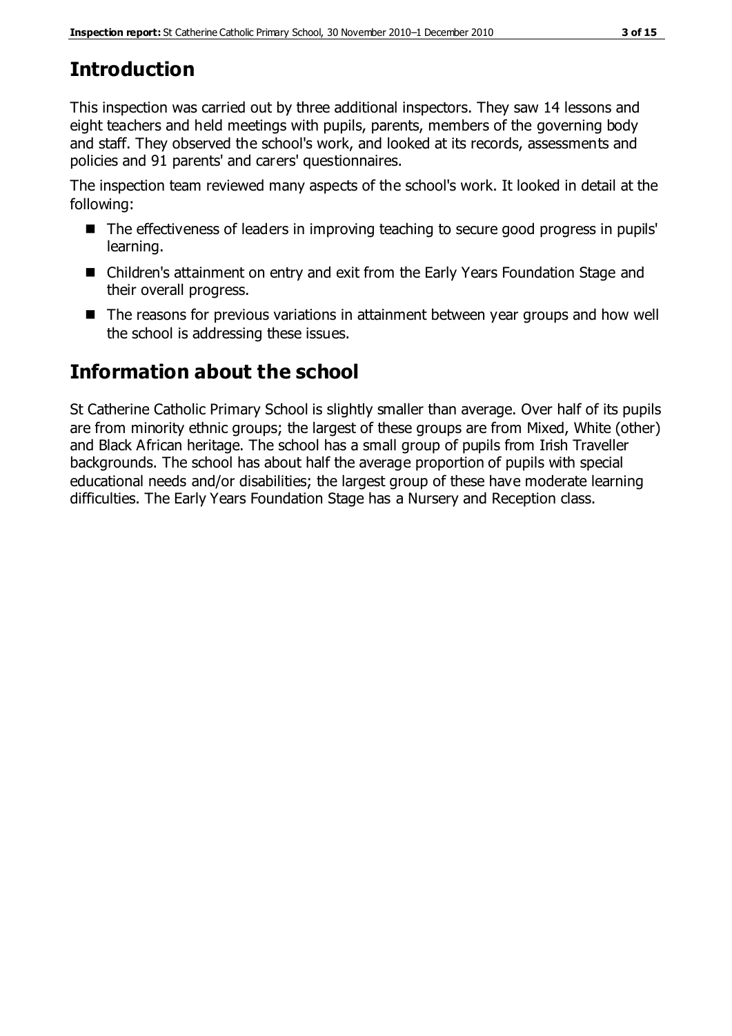# Introduction

This inspection was carried out by three additional inspectors. They saw 14 lessons and eight teachers and held meetings with pupils, parents, members of the governing body and staff. They observed the school's work, and looked at its records, assessments and policies and 91 parents' and carers' questionnaires.

The inspection team reviewed many aspects of the school's work. It looked in detail at the following:

- The effectiveness of leaders in improving teaching to secure good progress in pupils' learning.
- Children's attainment on entry and exit from the Early Years Foundation Stage and their overall progress.
- The reasons for previous variations in attainment between year groups and how well the school is addressing these issues.

# Information about the school

St Catherine Catholic Primary School is slightly smaller than average. Over half of its pupils are from minority ethnic groups; the largest of these groups are from Mixed, White (other) and Black African heritage. The school has a small group of pupils from Irish Traveller backgrounds. The school has about half the average proportion of pupils with special educational needs and/or disabilities; the largest group of these have moderate learning difficulties. The Early Years Foundation Stage has a Nursery and Reception class.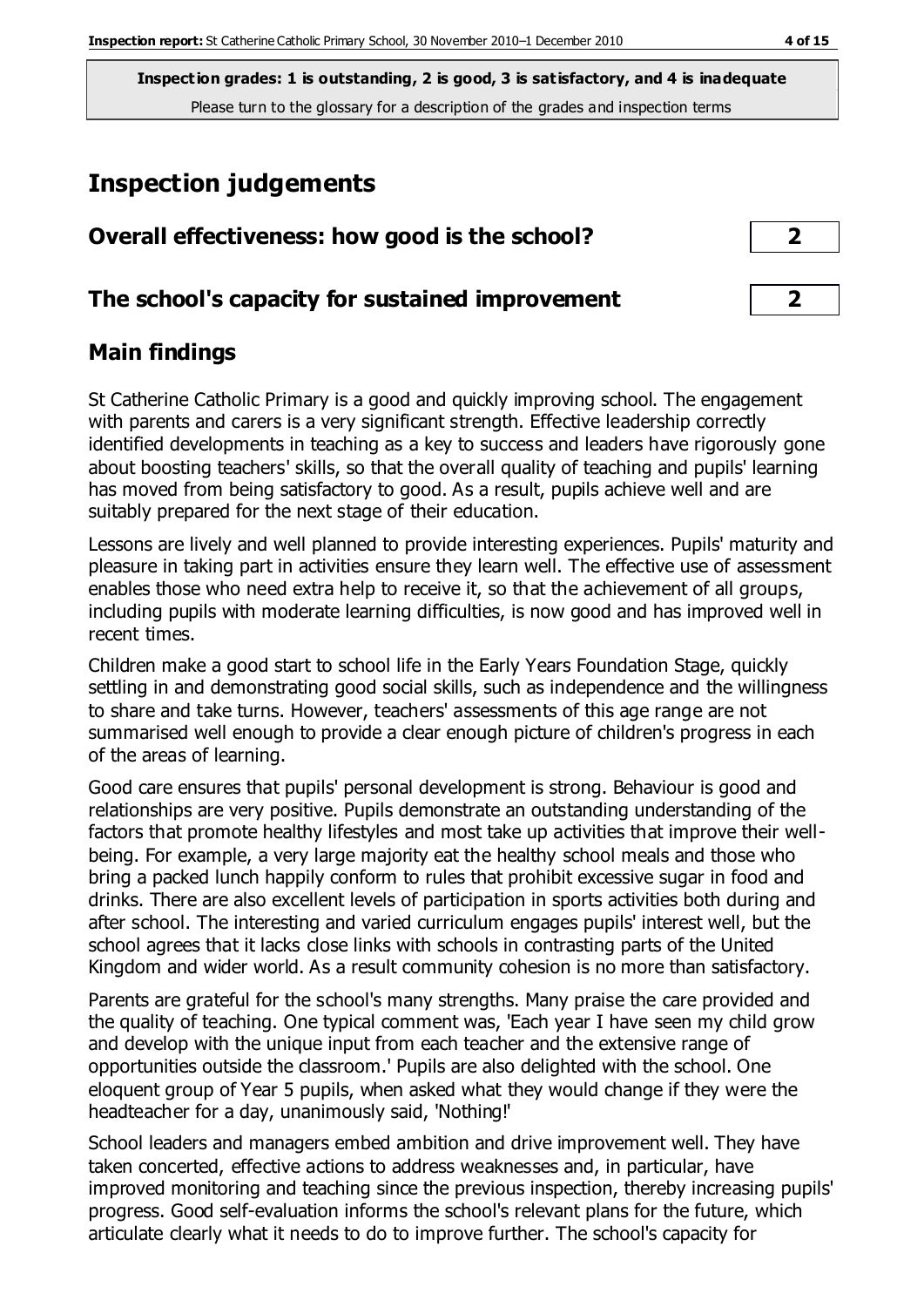**Inspection grades: 1 is outstanding, 2 is good, 3 is satisfactory, and 4 is inadequate**
Please turn to the glossary for a description of the grades and inspection terms

## Inspection judgements

| | |
|---|---|
| **Overall effectiveness: how good is the school?** | **2** |
| **The school's capacity for sustained improvement** | **2** |

## Main findings

St Catherine Catholic Primary is a good and quickly improving school. The engagement with parents and carers is a very significant strength. Effective leadership correctly identified developments in teaching as a key to success and leaders have rigorously gone about boosting teachers' skills, so that the overall quality of teaching and pupils' learning has moved from being satisfactory to good. As a result, pupils achieve well and are suitably prepared for the next stage of their education.

Lessons are lively and well planned to provide interesting experiences. Pupils' maturity and pleasure in taking part in activities ensure they learn well. The effective use of assessment enables those who need extra help to receive it, so that the achievement of all groups, including pupils with moderate learning difficulties, is now good and has improved well in recent times.

Children make a good start to school life in the Early Years Foundation Stage, quickly settling in and demonstrating good social skills, such as independence and the willingness to share and take turns. However, teachers' assessments of this age range are not summarised well enough to provide a clear enough picture of children's progress in each of the areas of learning.

Good care ensures that pupils' personal development is strong. Behaviour is good and relationships are very positive. Pupils demonstrate an outstanding understanding of the factors that promote healthy lifestyles and most take up activities that improve their well-being. For example, a very large majority eat the healthy school meals and those who bring a packed lunch happily conform to rules that prohibit excessive sugar in food and drinks. There are also excellent levels of participation in sports activities both during and after school. The interesting and varied curriculum engages pupils' interest well, but the school agrees that it lacks close links with schools in contrasting parts of the United Kingdom and wider world. As a result community cohesion is no more than satisfactory.

Parents are grateful for the school's many strengths. Many praise the care provided and the quality of teaching. One typical comment was, 'Each year I have seen my child grow and develop with the unique input from each teacher and the extensive range of opportunities outside the classroom.' Pupils are also delighted with the school. One eloquent group of Year 5 pupils, when asked what they would change if they were the headteacher for a day, unanimously said, 'Nothing!'

School leaders and managers embed ambition and drive improvement well. They have taken concerted, effective actions to address weaknesses and, in particular, have improved monitoring and teaching since the previous inspection, thereby increasing pupils' progress. Good self-evaluation informs the school's relevant plans for the future, which articulate clearly what it needs to do to improve further. The school's capacity for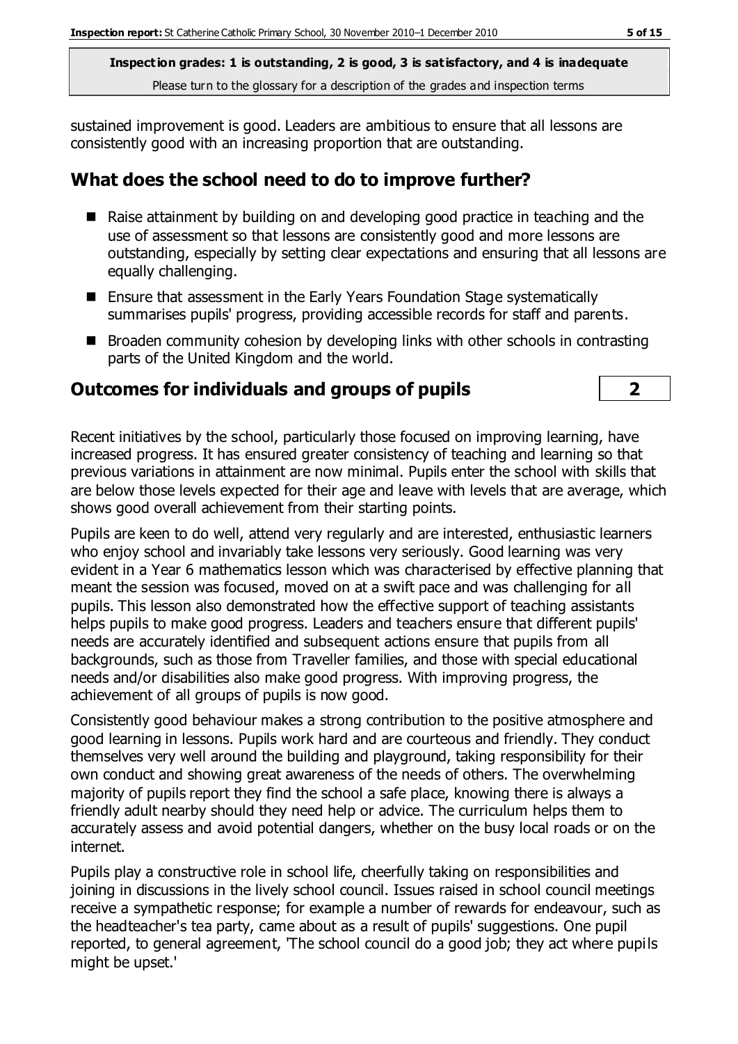sustained improvement is good. Leaders are ambitious to ensure that all lessons are consistently good with an increasing proportion that are outstanding.

## What does the school need to do to improve further?

- Raise attainment by building on and developing good practice in teaching and the use of assessment so that lessons are consistently good and more lessons are outstanding, especially by setting clear expectations and ensuring that all lessons are equally challenging.
- Ensure that assessment in the Early Years Foundation Stage systematically summarises pupils' progress, providing accessible records for staff and parents.
- Broaden community cohesion by developing links with other schools in contrasting parts of the United Kingdom and the world.

## Outcomes for individuals and groups of pupils — 2

Recent initiatives by the school, particularly those focused on improving learning, have increased progress. It has ensured greater consistency of teaching and learning so that previous variations in attainment are now minimal. Pupils enter the school with skills that are below those levels expected for their age and leave with levels that are average, which shows good overall achievement from their starting points.

Pupils are keen to do well, attend very regularly and are interested, enthusiastic learners who enjoy school and invariably take lessons very seriously. Good learning was very evident in a Year 6 mathematics lesson which was characterised by effective planning that meant the session was focused, moved on at a swift pace and was challenging for all pupils. This lesson also demonstrated how the effective support of teaching assistants helps pupils to make good progress. Leaders and teachers ensure that different pupils' needs are accurately identified and subsequent actions ensure that pupils from all backgrounds, such as those from Traveller families, and those with special educational needs and/or disabilities also make good progress. With improving progress, the achievement of all groups of pupils is now good.

Consistently good behaviour makes a strong contribution to the positive atmosphere and good learning in lessons. Pupils work hard and are courteous and friendly. They conduct themselves very well around the building and playground, taking responsibility for their own conduct and showing great awareness of the needs of others. The overwhelming majority of pupils report they find the school a safe place, knowing there is always a friendly adult nearby should they need help or advice. The curriculum helps them to accurately assess and avoid potential dangers, whether on the busy local roads or on the internet.

Pupils play a constructive role in school life, cheerfully taking on responsibilities and joining in discussions in the lively school council. Issues raised in school council meetings receive a sympathetic response; for example a number of rewards for endeavour, such as the headteacher's tea party, came about as a result of pupils' suggestions. One pupil reported, to general agreement, 'The school council do a good job; they act where pupils might be upset.'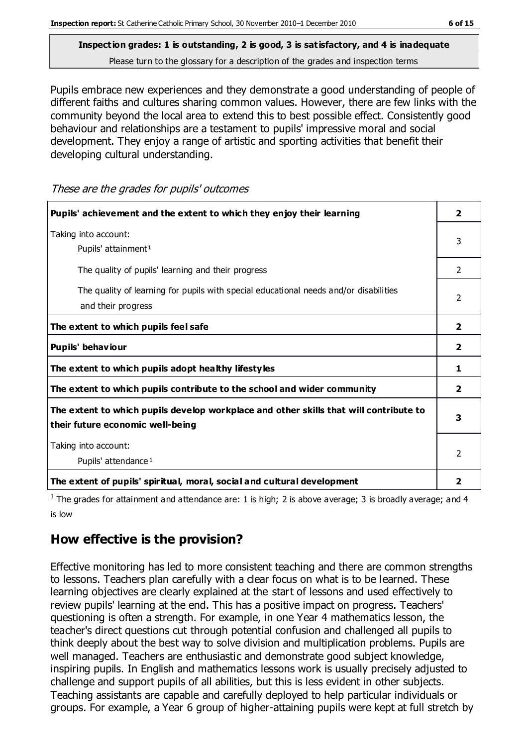**Inspection grades: 1 is outstanding, 2 is good, 3 is satisfactory, and 4 is inadequate**
Please turn to the glossary for a description of the grades and inspection terms

Pupils embrace new experiences and they demonstrate a good understanding of people of different faiths and cultures sharing common values. However, there are few links with the community beyond the local area to extend this to best possible effect. Consistently good behaviour and relationships are a testament to pupils' impressive moral and social development. They enjoy a range of artistic and sporting activities that benefit their developing cultural understanding.

*These are the grades for pupils' outcomes*

| | |
|---|---|
| **Pupils' achievement and the extent to which they enjoy their learning** | **2** |
| Taking into account: Pupils' attainment[1] | 3 |
| The quality of pupils' learning and their progress | 2 |
| The quality of learning for pupils with special educational needs and/or disabilities and their progress | 2 |
| **The extent to which pupils feel safe** | **2** |
| **Pupils' behaviour** | **2** |
| **The extent to which pupils adopt healthy lifestyles** | **1** |
| **The extent to which pupils contribute to the school and wider community** | **2** |
| **The extent to which pupils develop workplace and other skills that will contribute to their future economic well-being** | **3** |
| Taking into account: Pupils' attendance[1] | 2 |
| **The extent of pupils' spiritual, moral, social and cultural development** | **2** |

[1] The grades for attainment and attendance are: 1 is high; 2 is above average; 3 is broadly average; and 4 is low

## How effective is the provision?

Effective monitoring has led to more consistent teaching and there are common strengths to lessons. Teachers plan carefully with a clear focus on what is to be learned. These learning objectives are clearly explained at the start of lessons and used effectively to review pupils' learning at the end. This has a positive impact on progress. Teachers' questioning is often a strength. For example, in one Year 4 mathematics lesson, the teacher's direct questions cut through potential confusion and challenged all pupils to think deeply about the best way to solve division and multiplication problems. Pupils are well managed. Teachers are enthusiastic and demonstrate good subject knowledge, inspiring pupils. In English and mathematics lessons work is usually precisely adjusted to challenge and support pupils of all abilities, but this is less evident in other subjects. Teaching assistants are capable and carefully deployed to help particular individuals or groups. For example, a Year 6 group of higher-attaining pupils were kept at full stretch by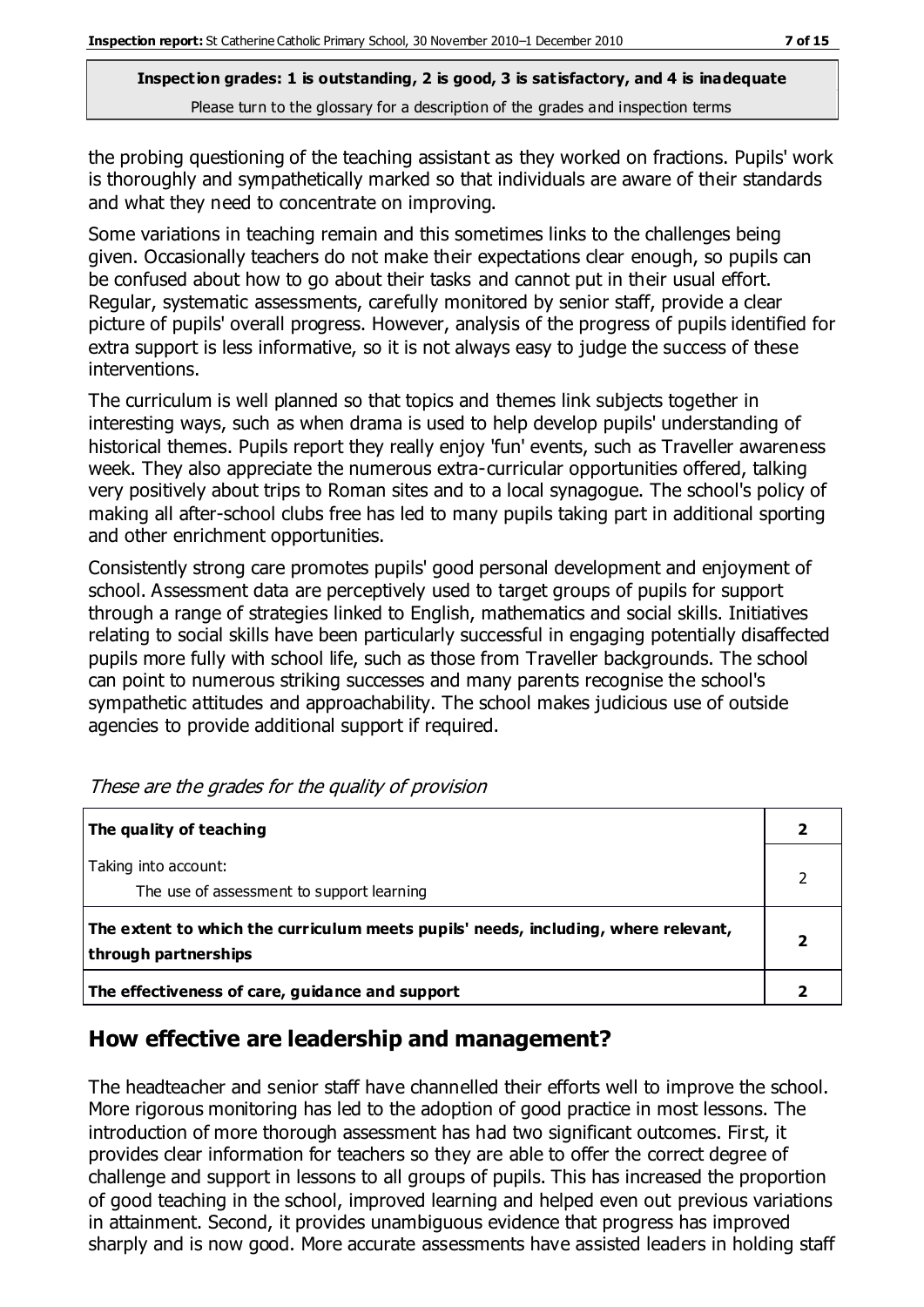the probing questioning of the teaching assistant as they worked on fractions. Pupils' work is thoroughly and sympathetically marked so that individuals are aware of their standards and what they need to concentrate on improving.

Some variations in teaching remain and this sometimes links to the challenges being given. Occasionally teachers do not make their expectations clear enough, so pupils can be confused about how to go about their tasks and cannot put in their usual effort. Regular, systematic assessments, carefully monitored by senior staff, provide a clear picture of pupils' overall progress. However, analysis of the progress of pupils identified for extra support is less informative, so it is not always easy to judge the success of these interventions.

The curriculum is well planned so that topics and themes link subjects together in interesting ways, such as when drama is used to help develop pupils' understanding of historical themes. Pupils report they really enjoy 'fun' events, such as Traveller awareness week. They also appreciate the numerous extra-curricular opportunities offered, talking very positively about trips to Roman sites and to a local synagogue. The school's policy of making all after-school clubs free has led to many pupils taking part in additional sporting and other enrichment opportunities.

Consistently strong care promotes pupils' good personal development and enjoyment of school. Assessment data are perceptively used to target groups of pupils for support through a range of strategies linked to English, mathematics and social skills. Initiatives relating to social skills have been particularly successful in engaging potentially disaffected pupils more fully with school life, such as those from Traveller backgrounds. The school can point to numerous striking successes and many parents recognise the school's sympathetic attitudes and approachability. The school makes judicious use of outside agencies to provide additional support if required.

*These are the grades for the quality of provision*

| | |
|---|---|
| **The quality of teaching** | **2** |
| Taking into account:<br>The use of assessment to support learning | 2 |
| **The extent to which the curriculum meets pupils' needs, including, where relevant, through partnerships** | **2** |
| **The effectiveness of care, guidance and support** | **2** |

## How effective are leadership and management?

The headteacher and senior staff have channelled their efforts well to improve the school. More rigorous monitoring has led to the adoption of good practice in most lessons. The introduction of more thorough assessment has had two significant outcomes. First, it provides clear information for teachers so they are able to offer the correct degree of challenge and support in lessons to all groups of pupils. This has increased the proportion of good teaching in the school, improved learning and helped even out previous variations in attainment. Second, it provides unambiguous evidence that progress has improved sharply and is now good. More accurate assessments have assisted leaders in holding staff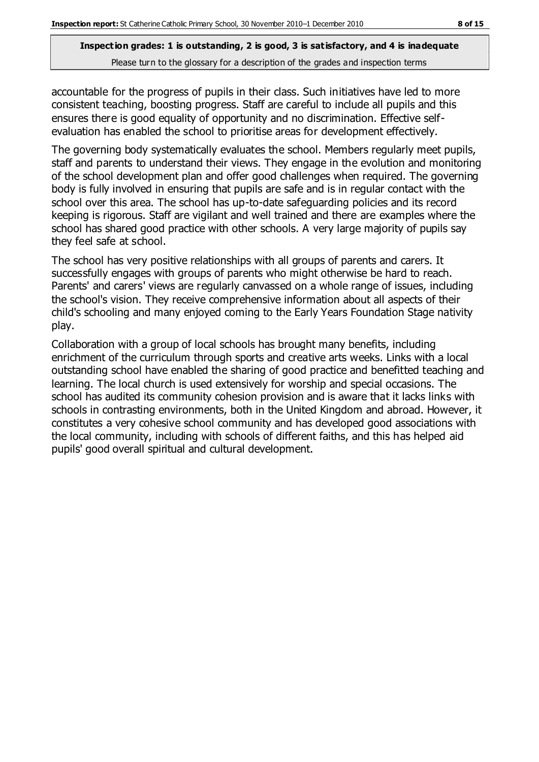accountable for the progress of pupils in their class. Such initiatives have led to more consistent teaching, boosting progress. Staff are careful to include all pupils and this ensures there is good equality of opportunity and no discrimination. Effective self-evaluation has enabled the school to prioritise areas for development effectively.

The governing body systematically evaluates the school. Members regularly meet pupils, staff and parents to understand their views. They engage in the evolution and monitoring of the school development plan and offer good challenges when required. The governing body is fully involved in ensuring that pupils are safe and is in regular contact with the school over this area. The school has up-to-date safeguarding policies and its record keeping is rigorous. Staff are vigilant and well trained and there are examples where the school has shared good practice with other schools. A very large majority of pupils say they feel safe at school.

The school has very positive relationships with all groups of parents and carers. It successfully engages with groups of parents who might otherwise be hard to reach. Parents' and carers' views are regularly canvassed on a whole range of issues, including the school's vision. They receive comprehensive information about all aspects of their child's schooling and many enjoyed coming to the Early Years Foundation Stage nativity play.

Collaboration with a group of local schools has brought many benefits, including enrichment of the curriculum through sports and creative arts weeks. Links with a local outstanding school have enabled the sharing of good practice and benefitted teaching and learning. The local church is used extensively for worship and special occasions. The school has audited its community cohesion provision and is aware that it lacks links with schools in contrasting environments, both in the United Kingdom and abroad. However, it constitutes a very cohesive school community and has developed good associations with the local community, including with schools of different faiths, and this has helped aid pupils' good overall spiritual and cultural development.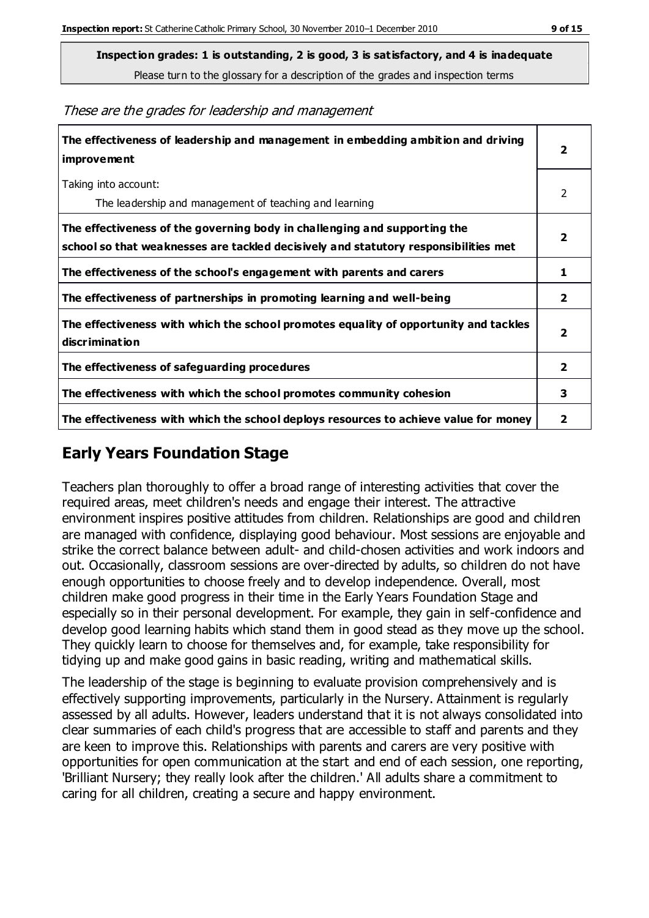**Inspection grades: 1 is outstanding, 2 is good, 3 is satisfactory, and 4 is inadequate**

Please turn to the glossary for a description of the grades and inspection terms

*These are the grades for leadership and management*

| | |
|---|---|
| **The effectiveness of leadership and management in embedding ambition and driving improvement** | **2** |
| Taking into account: The leadership and management of teaching and learning | 2 |
| **The effectiveness of the governing body in challenging and supporting the school so that weaknesses are tackled decisively and statutory responsibilities met** | **2** |
| **The effectiveness of the school's engagement with parents and carers** | **1** |
| **The effectiveness of partnerships in promoting learning and well-being** | **2** |
| **The effectiveness with which the school promotes equality of opportunity and tackles discrimination** | **2** |
| **The effectiveness of safeguarding procedures** | **2** |
| **The effectiveness with which the school promotes community cohesion** | **3** |
| **The effectiveness with which the school deploys resources to achieve value for money** | **2** |

## Early Years Foundation Stage

Teachers plan thoroughly to offer a broad range of interesting activities that cover the required areas, meet children's needs and engage their interest. The attractive environment inspires positive attitudes from children. Relationships are good and children are managed with confidence, displaying good behaviour. Most sessions are enjoyable and strike the correct balance between adult- and child-chosen activities and work indoors and out. Occasionally, classroom sessions are over-directed by adults, so children do not have enough opportunities to choose freely and to develop independence. Overall, most children make good progress in their time in the Early Years Foundation Stage and especially so in their personal development. For example, they gain in self-confidence and develop good learning habits which stand them in good stead as they move up the school. They quickly learn to choose for themselves and, for example, take responsibility for tidying up and make good gains in basic reading, writing and mathematical skills.

The leadership of the stage is beginning to evaluate provision comprehensively and is effectively supporting improvements, particularly in the Nursery. Attainment is regularly assessed by all adults. However, leaders understand that it is not always consolidated into clear summaries of each child's progress that are accessible to staff and parents and they are keen to improve this. Relationships with parents and carers are very positive with opportunities for open communication at the start and end of each session, one reporting, 'Brilliant Nursery; they really look after the children.' All adults share a commitment to caring for all children, creating a secure and happy environment.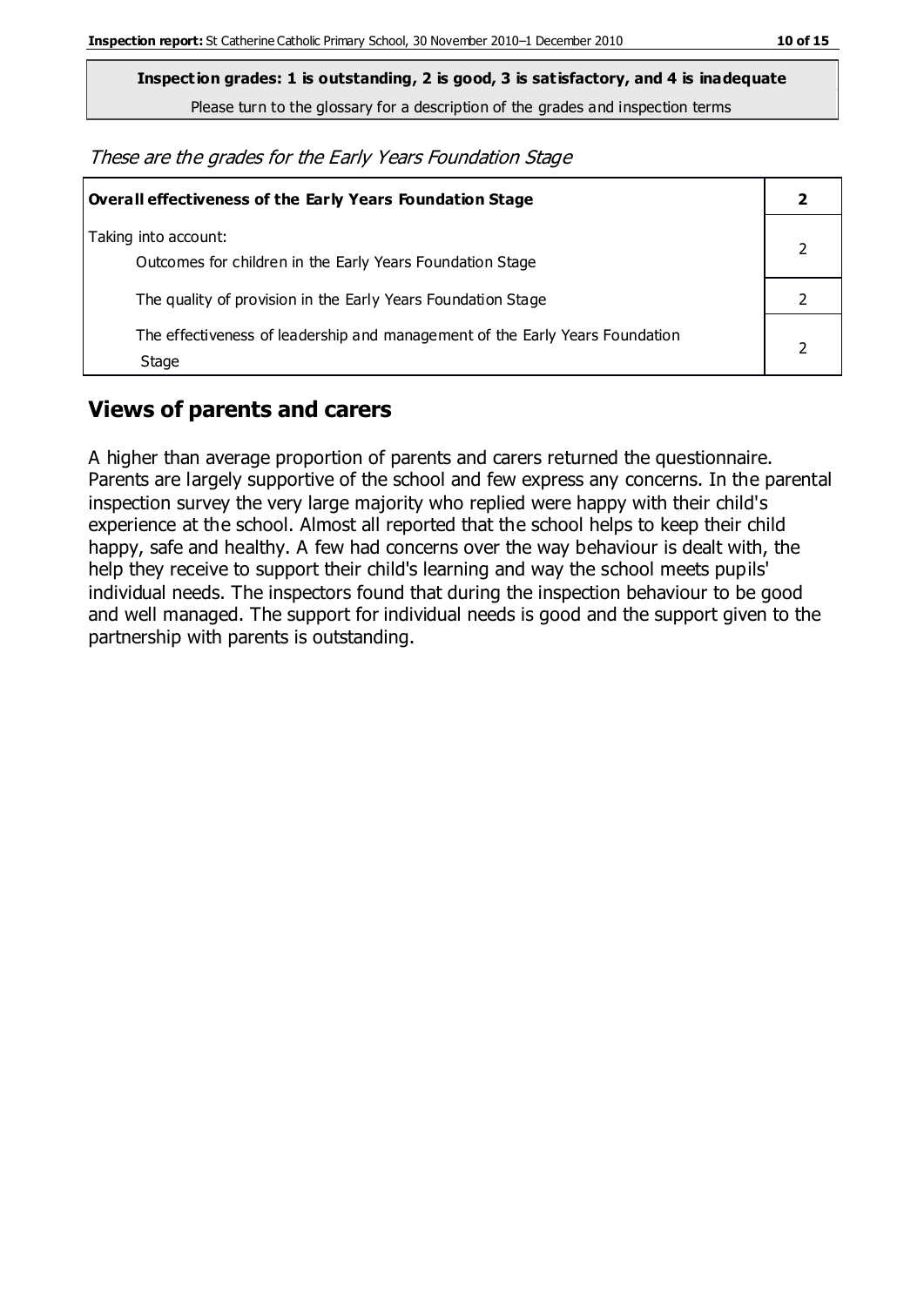**Inspection grades: 1 is outstanding, 2 is good, 3 is satisfactory, and 4 is inadequate**

Please turn to the glossary for a description of the grades and inspection terms

*These are the grades for the Early Years Foundation Stage*

| **Overall effectiveness of the Early Years Foundation Stage** | **2** |
|---|---|
| Taking into account: Outcomes for children in the Early Years Foundation Stage | 2 |
| The quality of provision in the Early Years Foundation Stage | 2 |
| The effectiveness of leadership and management of the Early Years Foundation Stage | 2 |

## Views of parents and carers

A higher than average proportion of parents and carers returned the questionnaire. Parents are largely supportive of the school and few express any concerns. In the parental inspection survey the very large majority who replied were happy with their child's experience at the school. Almost all reported that the school helps to keep their child happy, safe and healthy. A few had concerns over the way behaviour is dealt with, the help they receive to support their child's learning and way the school meets pupils' individual needs. The inspectors found that during the inspection behaviour to be good and well managed. The support for individual needs is good and the support given to the partnership with parents is outstanding.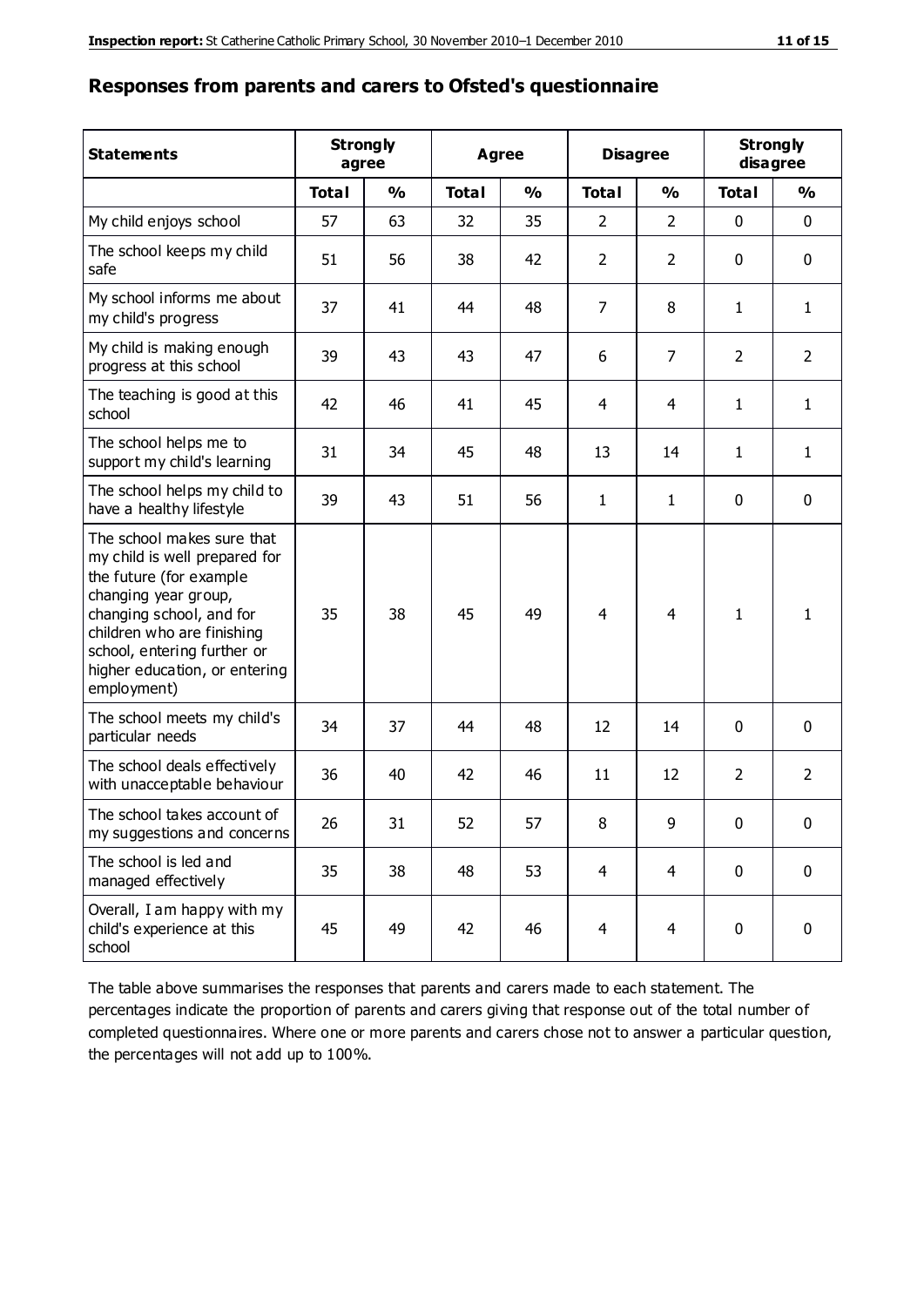## Responses from parents and carers to Ofsted's questionnaire

| Statements | Strongly agree | | Agree | | Disagree | | Strongly disagree | |
|---|---|---|---|---|---|---|---|---|
| | **Total** | **%** | **Total** | **%** | **Total** | **%** | **Total** | **%** |
| My child enjoys school | 57 | 63 | 32 | 35 | 2 | 2 | 0 | 0 |
| The school keeps my child safe | 51 | 56 | 38 | 42 | 2 | 2 | 0 | 0 |
| My school informs me about my child's progress | 37 | 41 | 44 | 48 | 7 | 8 | 1 | 1 |
| My child is making enough progress at this school | 39 | 43 | 43 | 47 | 6 | 7 | 2 | 2 |
| The teaching is good at this school | 42 | 46 | 41 | 45 | 4 | 4 | 1 | 1 |
| The school helps me to support my child's learning | 31 | 34 | 45 | 48 | 13 | 14 | 1 | 1 |
| The school helps my child to have a healthy lifestyle | 39 | 43 | 51 | 56 | 1 | 1 | 0 | 0 |
| The school makes sure that my child is well prepared for the future (for example changing year group, changing school, and for children who are finishing school, entering further or higher education, or entering employment) | 35 | 38 | 45 | 49 | 4 | 4 | 1 | 1 |
| The school meets my child's particular needs | 34 | 37 | 44 | 48 | 12 | 14 | 0 | 0 |
| The school deals effectively with unacceptable behaviour | 36 | 40 | 42 | 46 | 11 | 12 | 2 | 2 |
| The school takes account of my suggestions and concerns | 26 | 31 | 52 | 57 | 8 | 9 | 0 | 0 |
| The school is led and managed effectively | 35 | 38 | 48 | 53 | 4 | 4 | 0 | 0 |
| Overall, I am happy with my child's experience at this school | 45 | 49 | 42 | 46 | 4 | 4 | 0 | 0 |

The table above summarises the responses that parents and carers made to each statement. The percentages indicate the proportion of parents and carers giving that response out of the total number of completed questionnaires. Where one or more parents and carers chose not to answer a particular question, the percentages will not add up to 100%.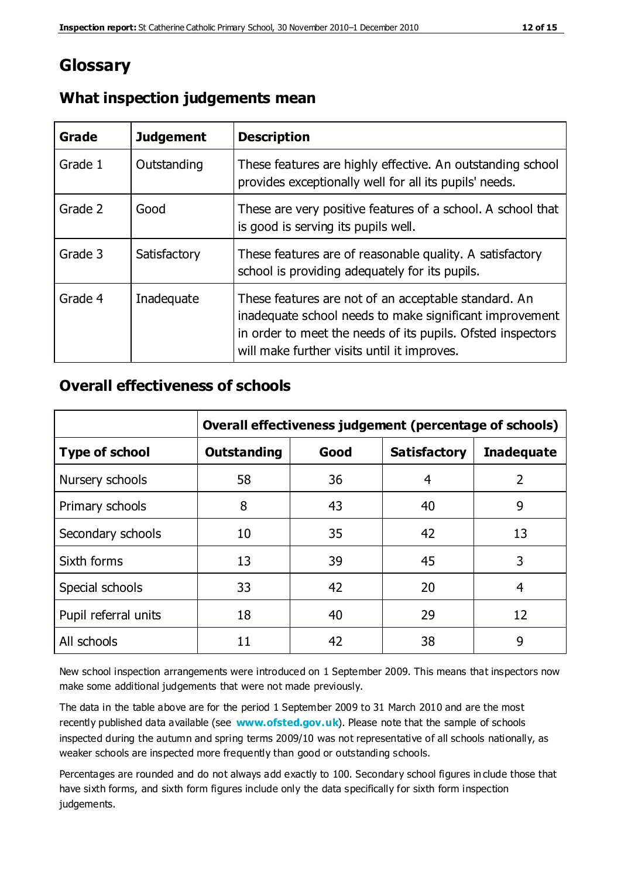# Glossary

## What inspection judgements mean

| Grade | Judgement | Description |
|---|---|---|
| Grade 1 | Outstanding | These features are highly effective. An outstanding school provides exceptionally well for all its pupils' needs. |
| Grade 2 | Good | These are very positive features of a school. A school that is good is serving its pupils well. |
| Grade 3 | Satisfactory | These features are of reasonable quality. A satisfactory school is providing adequately for its pupils. |
| Grade 4 | Inadequate | These features are not of an acceptable standard. An inadequate school needs to make significant improvement in order to meet the needs of its pupils. Ofsted inspectors will make further visits until it improves. |

## Overall effectiveness of schools

| | **Overall effectiveness judgement (percentage of schools)** | | | |
|---|---|---|---|---|
| **Type of school** | **Outstanding** | **Good** | **Satisfactory** | **Inadequate** |
| Nursery schools | 58 | 36 | 4 | 2 |
| Primary schools | 8 | 43 | 40 | 9 |
| Secondary schools | 10 | 35 | 42 | 13 |
| Sixth forms | 13 | 39 | 45 | 3 |
| Special schools | 33 | 42 | 20 | 4 |
| Pupil referral units | 18 | 40 | 29 | 12 |
| All schools | 11 | 42 | 38 | 9 |

New school inspection arrangements were introduced on 1 September 2009. This means that inspectors now make some additional judgements that were not made previously.

The data in the table above are for the period 1 September 2009 to 31 March 2010 and are the most recently published data available (see **www.ofsted.gov.uk**). Please note that the sample of schools inspected during the autumn and spring terms 2009/10 was not representative of all schools nationally, as weaker schools are inspected more frequently than good or outstanding schools.

Percentages are rounded and do not always add exactly to 100. Secondary school figures include those that have sixth forms, and sixth form figures include only the data specifically for sixth form inspection judgements.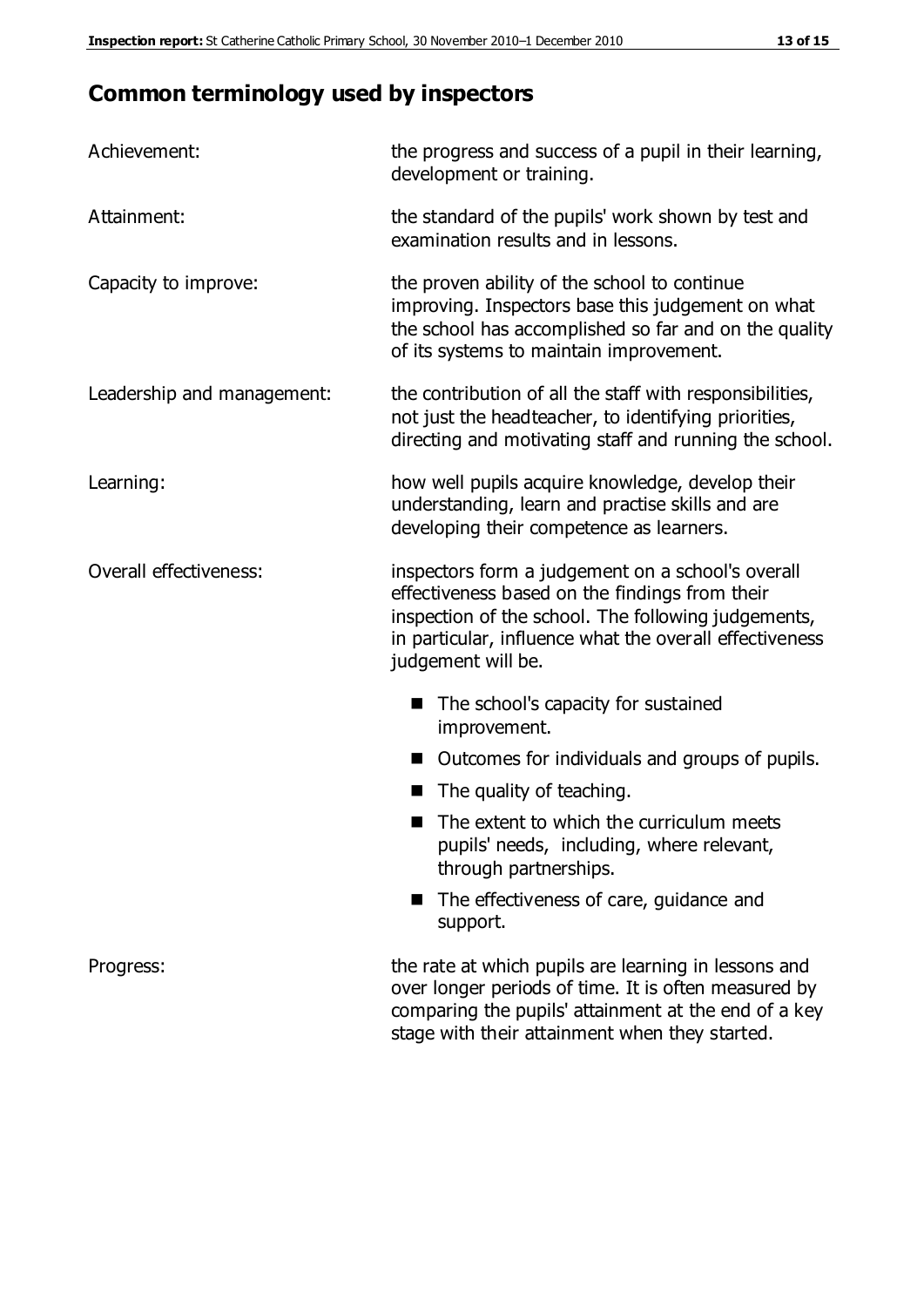## Common terminology used by inspectors

| | |
|---|---|
| Achievement: | the progress and success of a pupil in their learning, development or training. |
| Attainment: | the standard of the pupils' work shown by test and examination results and in lessons. |
| Capacity to improve: | the proven ability of the school to continue improving. Inspectors base this judgement on what the school has accomplished so far and on the quality of its systems to maintain improvement. |
| Leadership and management: | the contribution of all the staff with responsibilities, not just the headteacher, to identifying priorities, directing and motivating staff and running the school. |
| Learning: | how well pupils acquire knowledge, develop their understanding, learn and practise skills and are developing their competence as learners. |
| Overall effectiveness: | inspectors form a judgement on a school's overall effectiveness based on the findings from their inspection of the school. The following judgements, in particular, influence what the overall effectiveness judgement will be.<br>■ The school's capacity for sustained improvement.<br>■ Outcomes for individuals and groups of pupils.<br>■ The quality of teaching.<br>■ The extent to which the curriculum meets pupils' needs, including, where relevant, through partnerships.<br>■ The effectiveness of care, guidance and support. |
| Progress: | the rate at which pupils are learning in lessons and over longer periods of time. It is often measured by comparing the pupils' attainment at the end of a key stage with their attainment when they started. |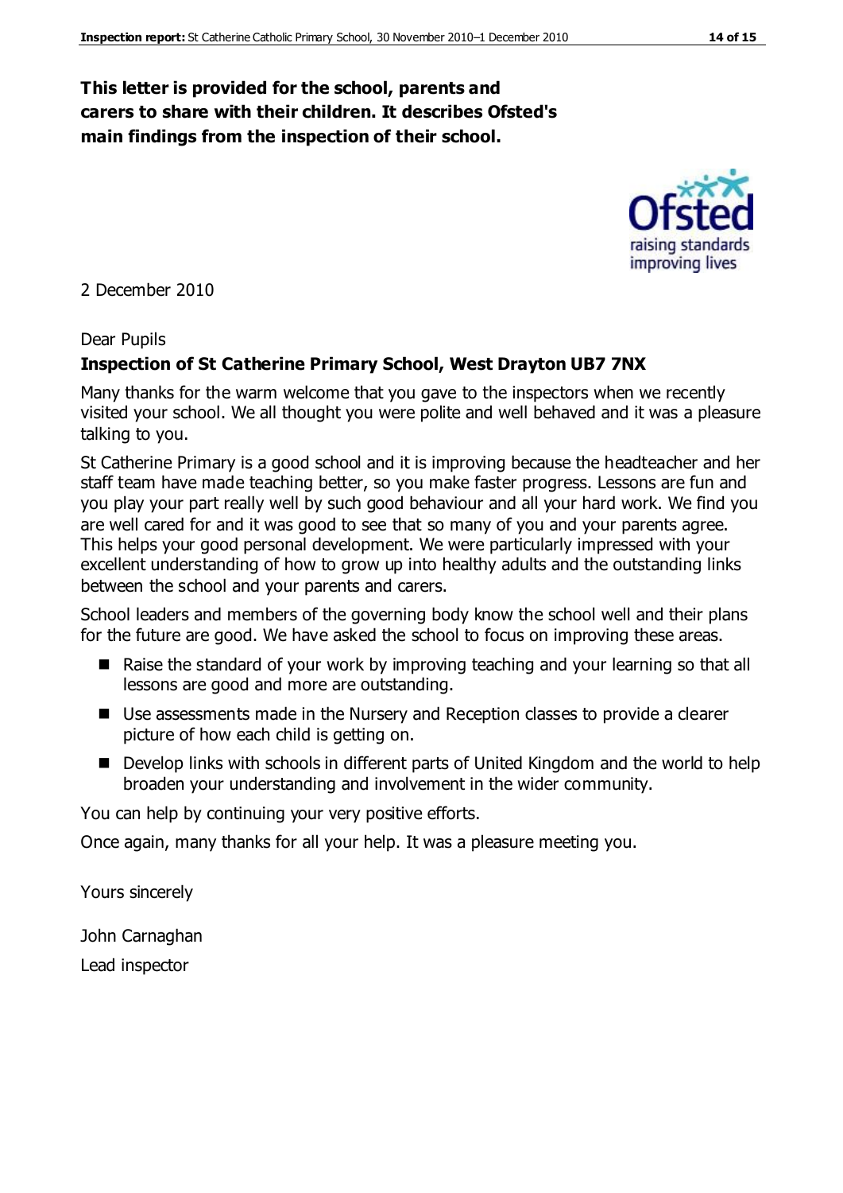**This letter is provided for the school, parents and carers to share with their children. It describes Ofsted's main findings from the inspection of their school.**

2 December 2010

Dear Pupils

**Inspection of St Catherine Primary School, West Drayton UB7 7NX**

Many thanks for the warm welcome that you gave to the inspectors when we recently visited your school. We all thought you were polite and well behaved and it was a pleasure talking to you.

St Catherine Primary is a good school and it is improving because the headteacher and her staff team have made teaching better, so you make faster progress. Lessons are fun and you play your part really well by such good behaviour and all your hard work. We find you are well cared for and it was good to see that so many of you and your parents agree. This helps your good personal development. We were particularly impressed with your excellent understanding of how to grow up into healthy adults and the outstanding links between the school and your parents and carers.

School leaders and members of the governing body know the school well and their plans for the future are good. We have asked the school to focus on improving these areas.

- Raise the standard of your work by improving teaching and your learning so that all lessons are good and more are outstanding.
- Use assessments made in the Nursery and Reception classes to provide a clearer picture of how each child is getting on.
- Develop links with schools in different parts of United Kingdom and the world to help broaden your understanding and involvement in the wider community.

You can help by continuing your very positive efforts.

Once again, many thanks for all your help. It was a pleasure meeting you.

Yours sincerely

John Carnaghan

Lead inspector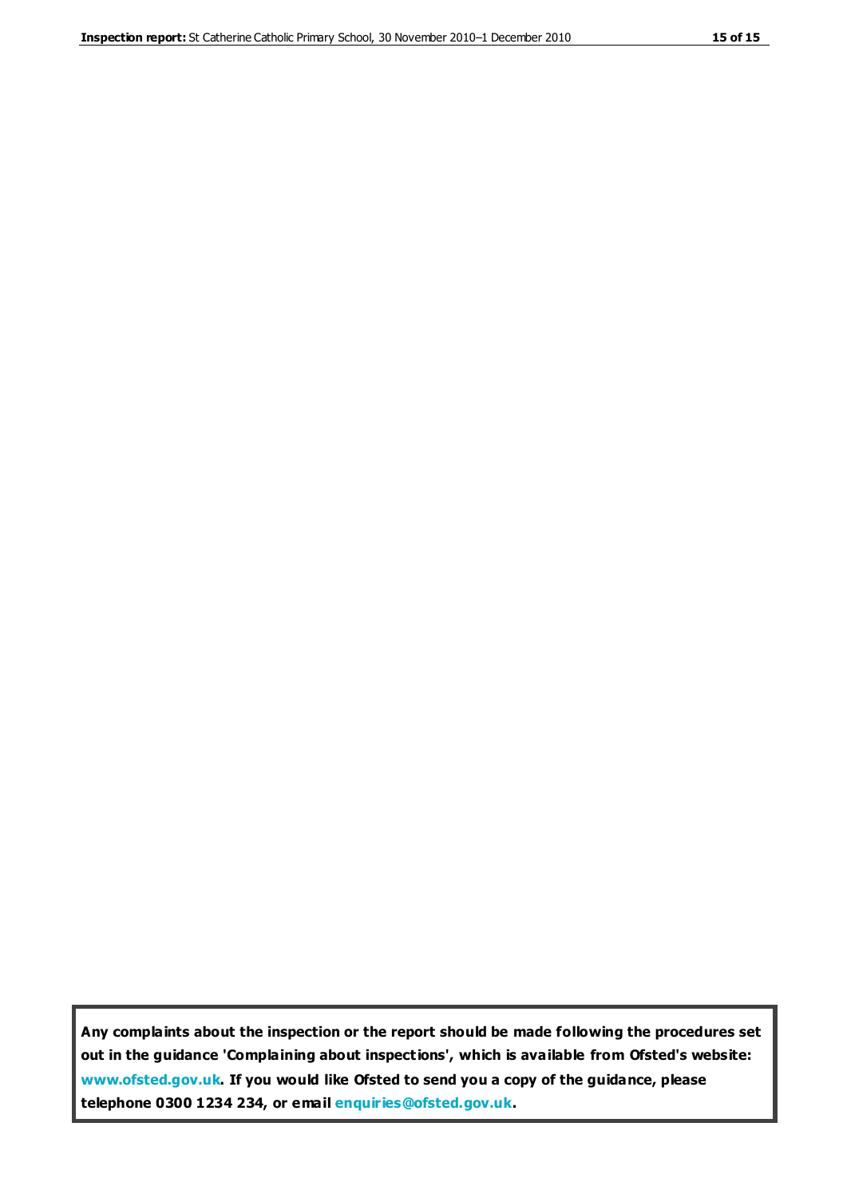**Any complaints about the inspection or the report should be made following the procedures set out in the guidance 'Complaining about inspections', which is available from Ofsted's website: www.ofsted.gov.uk. If you would like Ofsted to send you a copy of the guidance, please telephone 0300 1234 234, or email enquiries@ofsted.gov.uk.**